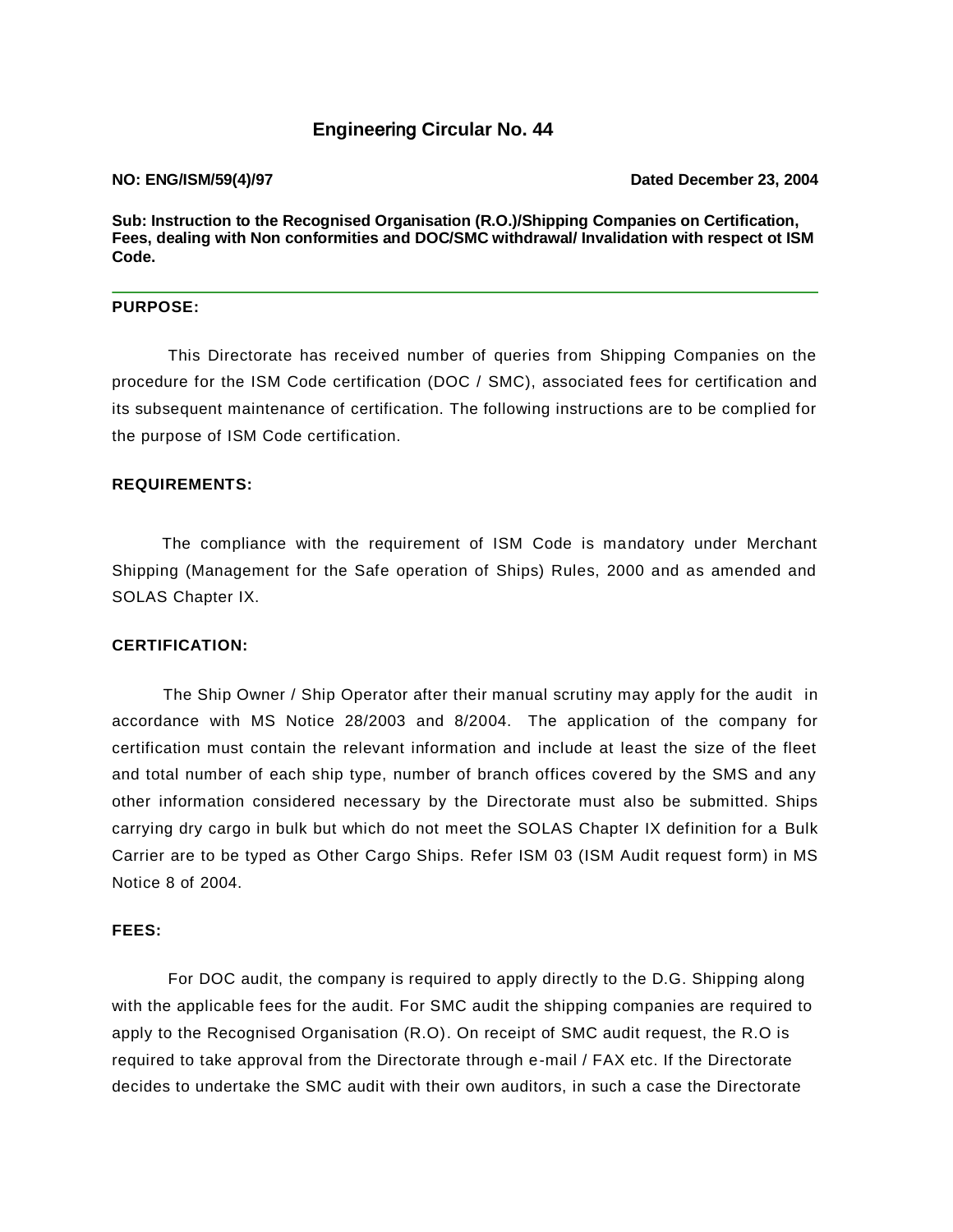# Engineering Circular No. 44

**NO: ENG/ISM/59(4)/97** **Dated December 23, 2004**

**Sub: Instruction to the Recognised Organisation (R.O.)/Shipping Companies on Certification, Fees, dealing with Non conformities and DOC/SMC withdrawal/ Invalidation with respect ot ISM Code.**

---

**PURPOSE:**

This Directorate has received number of queries from Shipping Companies on the procedure for the ISM Code certification (DOC / SMC), associated fees for certification and its subsequent maintenance of certification. The following instructions are to be complied for the purpose of ISM Code certification.

**REQUIREMENTS:**

The compliance with the requirement of ISM Code is mandatory under Merchant Shipping (Management for the Safe operation of Ships) Rules, 2000 and as amended and SOLAS Chapter IX.

**CERTIFICATION:**

The Ship Owner / Ship Operator after their manual scrutiny may apply for the audit in accordance with MS Notice 28/2003 and 8/2004. The application of the company for certification must contain the relevant information and include at least the size of the fleet and total number of each ship type, number of branch offices covered by the SMS and any other information considered necessary by the Directorate must also be submitted. Ships carrying dry cargo in bulk but which do not meet the SOLAS Chapter IX definition for a Bulk Carrier are to be typed as Other Cargo Ships. Refer ISM 03 (ISM Audit request form) in MS Notice 8 of 2004.

**FEES:**

For DOC audit, the company is required to apply directly to the D.G. Shipping along with the applicable fees for the audit. For SMC audit the shipping companies are required to apply to the Recognised Organisation (R.O). On receipt of SMC audit request, the R.O is required to take approval from the Directorate through e-mail / FAX etc. If the Directorate decides to undertake the SMC audit with their own auditors, in such a case the Directorate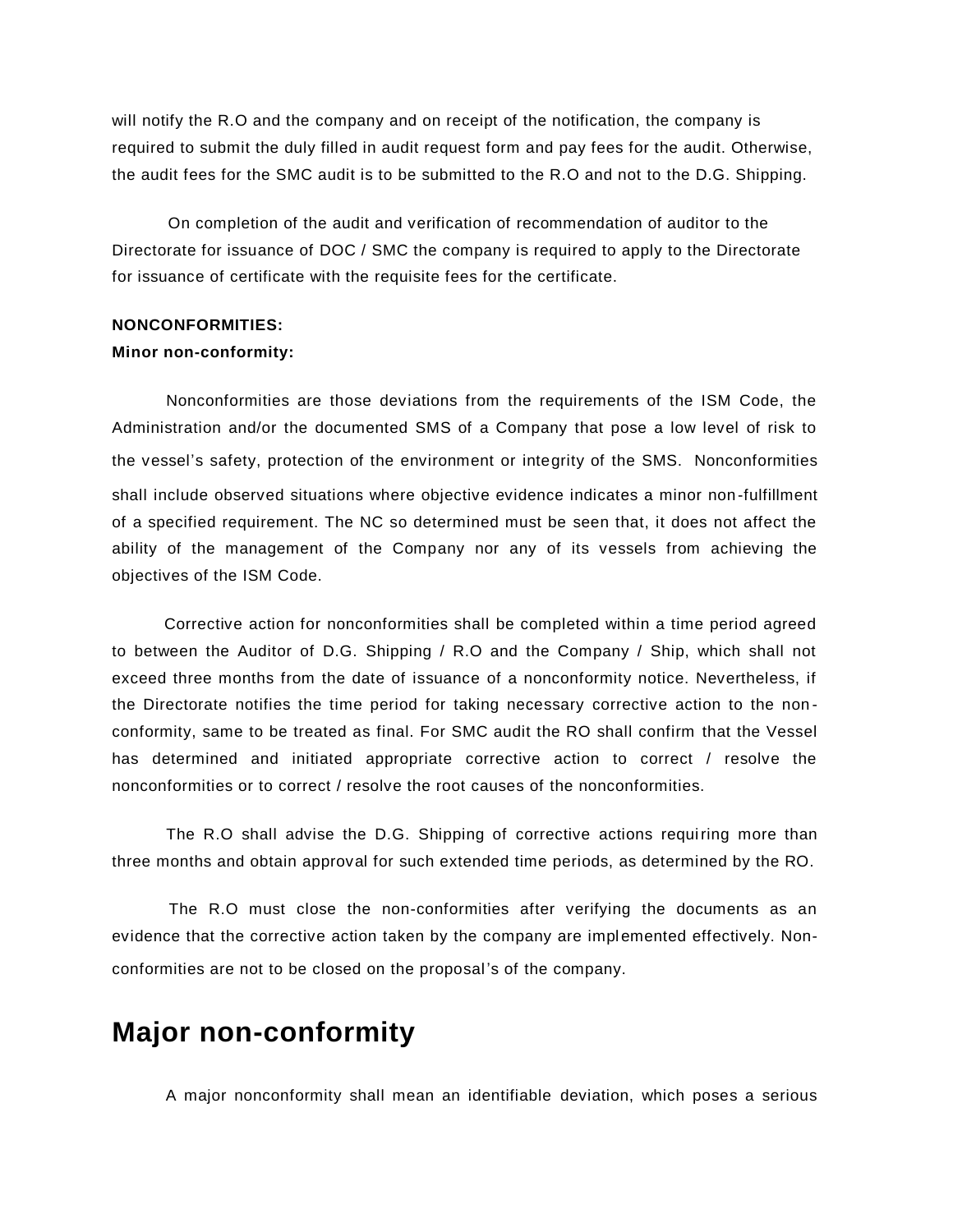will notify the R.O and the company and on receipt of the notification, the company is required to submit the duly filled in audit request form and pay fees for the audit. Otherwise, the audit fees for the SMC audit is to be submitted to the R.O and not to the D.G. Shipping.

On completion of the audit and verification of recommendation of auditor to the Directorate for issuance of DOC / SMC the company is required to apply to the Directorate for issuance of certificate with the requisite fees for the certificate.

**NONCONFORMITIES:**

**Minor non-conformity:**

Nonconformities are those deviations from the requirements of the ISM Code, the Administration and/or the documented SMS of a Company that pose a low level of risk to the vessel's safety, protection of the environment or integrity of the SMS. Nonconformities shall include observed situations where objective evidence indicates a minor non-fulfillment of a specified requirement. The NC so determined must be seen that, it does not affect the ability of the management of the Company nor any of its vessels from achieving the objectives of the ISM Code.

Corrective action for nonconformities shall be completed within a time period agreed to between the Auditor of D.G. Shipping / R.O and the Company / Ship, which shall not exceed three months from the date of issuance of a nonconformity notice. Nevertheless, if the Directorate notifies the time period for taking necessary corrective action to the non-conformity, same to be treated as final. For SMC audit the RO shall confirm that the Vessel has determined and initiated appropriate corrective action to correct / resolve the nonconformities or to correct / resolve the root causes of the nonconformities.

The R.O shall advise the D.G. Shipping of corrective actions requiring more than three months and obtain approval for such extended time periods, as determined by the RO.

The R.O must close the non-conformities after verifying the documents as an evidence that the corrective action taken by the company are implemented effectively. Non-conformities are not to be closed on the proposal's of the company.

# Major non-conformity

A major nonconformity shall mean an identifiable deviation, which poses a serious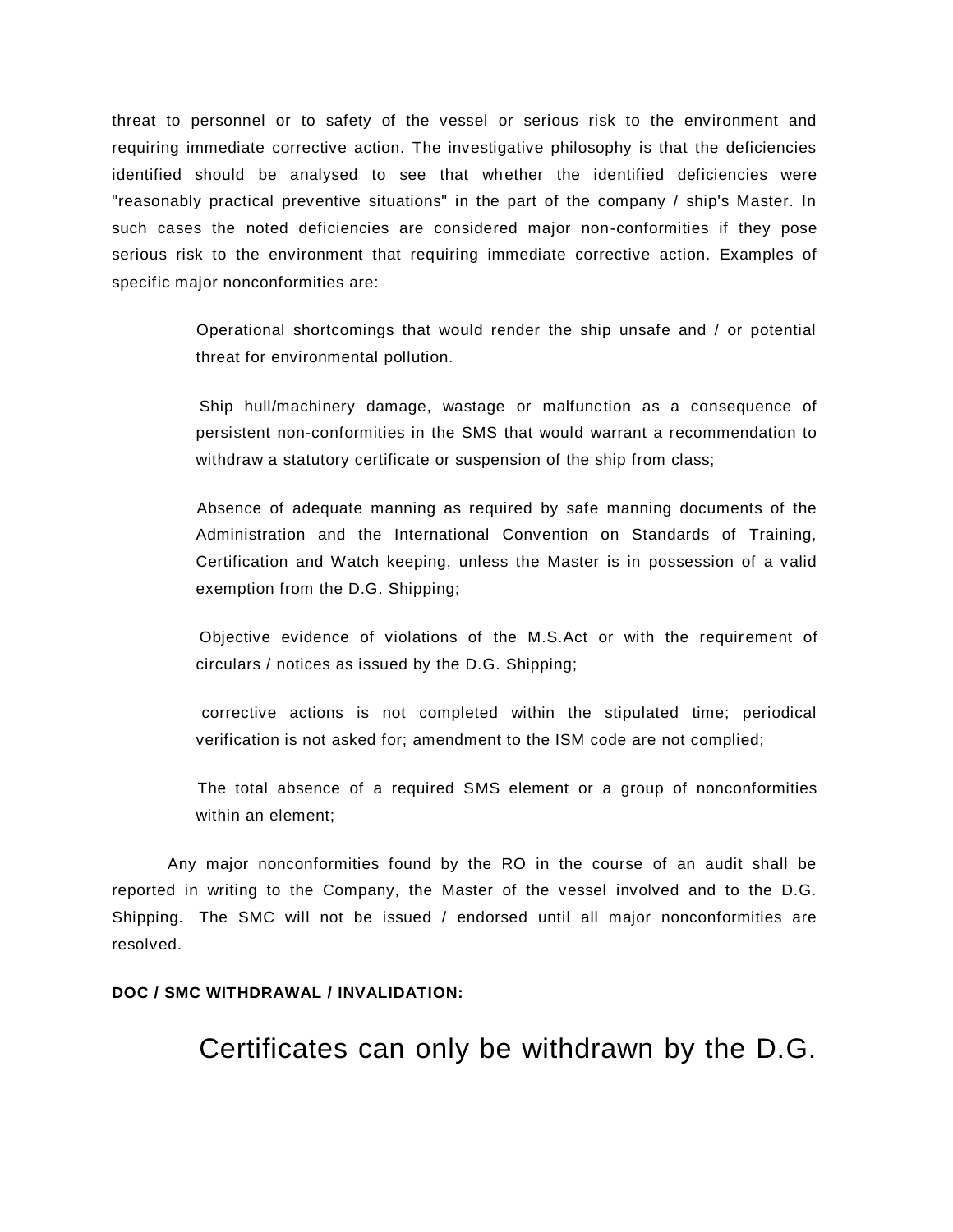threat to personnel or to safety of the vessel or serious risk to the environment and requiring immediate corrective action. The investigative philosophy is that the deficiencies identified should be analysed to see that whether the identified deficiencies were "reasonably practical preventive situations" in the part of the company / ship's Master. In such cases the noted deficiencies are considered major non-conformities if they pose serious risk to the environment that requiring immediate corrective action. Examples of specific major nonconformities are:

> Operational shortcomings that would render the ship unsafe and / or potential threat for environmental pollution.
>
> Ship hull/machinery damage, wastage or malfunction as a consequence of persistent non-conformities in the SMS that would warrant a recommendation to withdraw a statutory certificate or suspension of the ship from class;
>
> Absence of adequate manning as required by safe manning documents of the Administration and the International Convention on Standards of Training, Certification and Watch keeping, unless the Master is in possession of a valid exemption from the D.G. Shipping;
>
> Objective evidence of violations of the M.S.Act or with the requirement of circulars / notices as issued by the D.G. Shipping;
>
> corrective actions is not completed within the stipulated time; periodical verification is not asked for; amendment to the ISM code are not complied;
>
> The total absence of a required SMS element or a group of nonconformities within an element;

Any major nonconformities found by the RO in the course of an audit shall be reported in writing to the Company, the Master of the vessel involved and to the D.G. Shipping. The SMC will not be issued / endorsed until all major nonconformities are resolved.

**DOC / SMC WITHDRAWAL / INVALIDATION:**

Certificates can only be withdrawn by the D.G.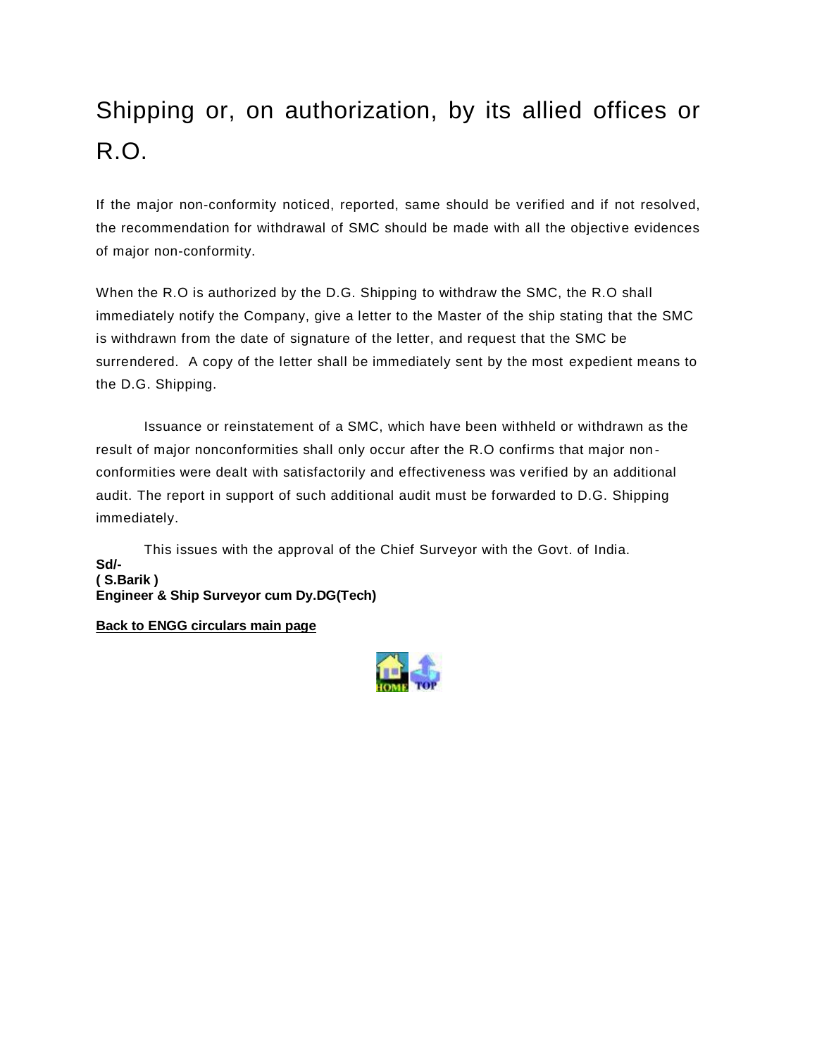Shipping or, on authorization, by its allied offices or R.O.

If the major non-conformity noticed, reported, same should be verified and if not resolved, the recommendation for withdrawal of SMC should be made with all the objective evidences of major non-conformity.

When the R.O is authorized by the D.G. Shipping to withdraw the SMC, the R.O shall immediately notify the Company, give a letter to the Master of the ship stating that the SMC is withdrawn from the date of signature of the letter, and request that the SMC be surrendered. A copy of the letter shall be immediately sent by the most expedient means to the D.G. Shipping.

Issuance or reinstatement of a SMC, which have been withheld or withdrawn as the result of major nonconformities shall only occur after the R.O confirms that major non-conformities were dealt with satisfactorily and effectiveness was verified by an additional audit. The report in support of such additional audit must be forwarded to D.G. Shipping immediately.

This issues with the approval of the Chief Surveyor with the Govt. of India.

**Sd/-**
**( S.Barik )**
**Engineer & Ship Surveyor cum Dy.DG(Tech)**

**Back to ENGG circulars main page**